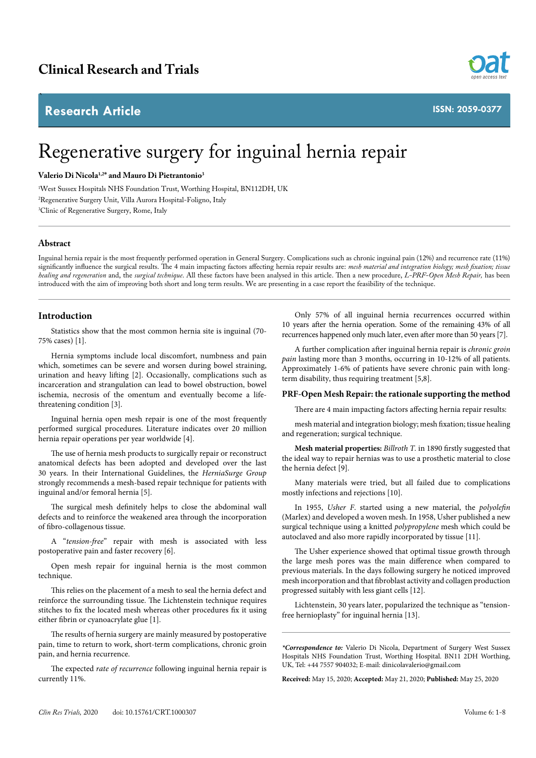# Clinical Research and Trials

**Research Article** — ISSN: 2059-0377

# Regenerative surgery for inguinal hernia repair

**Valerio Di Nicola[1,2*] and Mauro Di Pietrantonio[3]**

[1]West Sussex Hospitals NHS Foundation Trust, Worthing Hospital, BN112DH, UK

[2]Regenerative Surgery Unit, Villa Aurora Hospital-Foligno, Italy

[3]Clinic of Regenerative Surgery, Rome, Italy

## Abstract

Inguinal hernia repair is the most frequently performed operation in General Surgery. Complications such as chronic inguinal pain (12%) and recurrence rate (11%) significantly influence the surgical results. The 4 main impacting factors affecting hernia repair results are: *mesh material and integration biology; mesh fixation; tissue healing and regeneration* and, the *surgical technique*. All these factors have been analysed in this article. Then a new procedure, *L-PRF-Open Mesh Repair,* has been introduced with the aim of improving both short and long term results. We are presenting in a case report the feasibility of the technique.

## Introduction

Statistics show that the most common hernia site is inguinal (70-75% cases) [1].

Hernia symptoms include local discomfort, numbness and pain which, sometimes can be severe and worsen during bowel straining, urination and heavy lifting [2]. Occasionally, complications such as incarceration and strangulation can lead to bowel obstruction, bowel ischemia, necrosis of the omentum and eventually become a life-threatening condition [3].

Inguinal hernia open mesh repair is one of the most frequently performed surgical procedures. Literature indicates over 20 million hernia repair operations per year worldwide [4].

The use of hernia mesh products to surgically repair or reconstruct anatomical defects has been adopted and developed over the last 30 years. In their International Guidelines, the *HerniaSurge Group* strongly recommends a mesh-based repair technique for patients with inguinal and/or femoral hernia [5].

The surgical mesh definitely helps to close the abdominal wall defects and to reinforce the weakened area through the incorporation of fibro-collagenous tissue.

A "*tension-free*" repair with mesh is associated with less postoperative pain and faster recovery [6].

Open mesh repair for inguinal hernia is the most common technique.

This relies on the placement of a mesh to seal the hernia defect and reinforce the surrounding tissue. The Lichtenstein technique requires stitches to fix the located mesh whereas other procedures fix it using either fibrin or cyanoacrylate glue [1].

The results of hernia surgery are mainly measured by postoperative pain, time to return to work, short-term complications, chronic groin pain, and hernia recurrence.

The expected *rate of recurrence* following inguinal hernia repair is currently 11%.

Only 57% of all inguinal hernia recurrences occurred within 10 years after the hernia operation. Some of the remaining 43% of all recurrences happened only much later, even after more than 50 years [7].

A further complication after inguinal hernia repair is *chronic groin pain* lasting more than 3 months, occurring in 10-12% of all patients. Approximately 1-6% of patients have severe chronic pain with long-term disability, thus requiring treatment [5,8].

### PRF-Open Mesh Repair: the rationale supporting the method

There are 4 main impacting factors affecting hernia repair results:

mesh material and integration biology; mesh fixation; tissue healing and regeneration; surgical technique.

**Mesh material properties:** *Billroth T.* in 1890 firstly suggested that the ideal way to repair hernias was to use a prosthetic material to close the hernia defect [9].

Many materials were tried, but all failed due to complications mostly infections and rejections [10].

In 1955, *Usher F.* started using a new material, the *polyolefin* (Marlex) and developed a woven mesh. In 1958, Usher published a new surgical technique using a knitted *polypropylene* mesh which could be autoclaved and also more rapidly incorporated by tissue [11].

The Usher experience showed that optimal tissue growth through the large mesh pores was the main difference when compared to previous materials. In the days following surgery he noticed improved mesh incorporation and that fibroblast activity and collagen production progressed suitably with less giant cells [12].

Lichtenstein, 30 years later, popularized the technique as "tension-free hernioplasty" for inguinal hernia [13].

***Correspondence to:** Valerio Di Nicola, Department of Surgery West Sussex Hospitals NHS Foundation Trust, Worthing Hospital. BN11 2DH Worthing, UK, Tel: +44 7557 904032; E-mail: dinicolavalerio@gmail.com

**Received:** May 15, 2020; **Accepted:** May 21, 2020; **Published:** May 25, 2020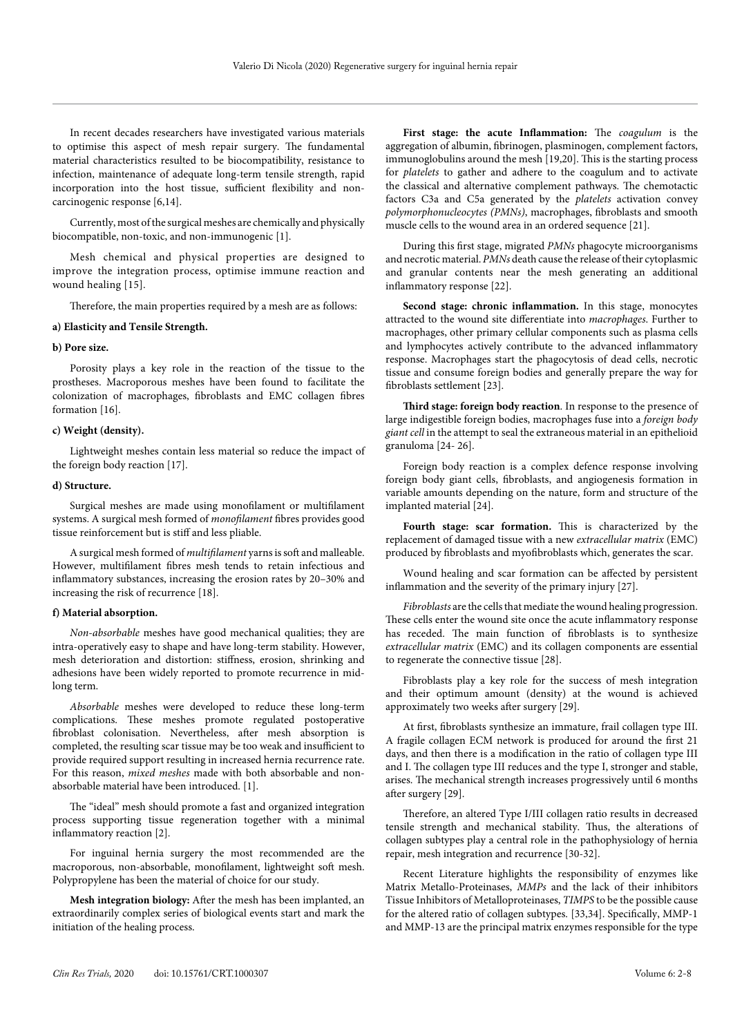In recent decades researchers have investigated various materials to optimise this aspect of mesh repair surgery. The fundamental material characteristics resulted to be biocompatibility, resistance to infection, maintenance of adequate long-term tensile strength, rapid incorporation into the host tissue, sufficient flexibility and non-carcinogenic response [6,14].

Currently, most of the surgical meshes are chemically and physically biocompatible, non-toxic, and non-immunogenic [1].

Mesh chemical and physical properties are designed to improve the integration process, optimise immune reaction and wound healing [15].

Therefore, the main properties required by a mesh are as follows:

**a) Elasticity and Tensile Strength.**

**b) Pore size.**

Porosity plays a key role in the reaction of the tissue to the prostheses. Macroporous meshes have been found to facilitate the colonization of macrophages, fibroblasts and EMC collagen fibres formation [16].

**c) Weight (density).**

Lightweight meshes contain less material so reduce the impact of the foreign body reaction [17].

**d) Structure.**

Surgical meshes are made using monofilament or multifilament systems. A surgical mesh formed of *monofilament* fibres provides good tissue reinforcement but is stiff and less pliable.

A surgical mesh formed of *multifilament* yarns is soft and malleable. However, multifilament fibres mesh tends to retain infectious and inflammatory substances, increasing the erosion rates by 20–30% and increasing the risk of recurrence [18].

**f) Material absorption.**

*Non-absorbable* meshes have good mechanical qualities; they are intra-operatively easy to shape and have long-term stability. However, mesh deterioration and distortion: stiffness, erosion, shrinking and adhesions have been widely reported to promote recurrence in mid-long term.

*Absorbable* meshes were developed to reduce these long-term complications. These meshes promote regulated postoperative fibroblast colonisation. Nevertheless, after mesh absorption is completed, the resulting scar tissue may be too weak and insufficient to provide required support resulting in increased hernia recurrence rate. For this reason, *mixed meshes* made with both absorbable and non-absorbable material have been introduced. [1].

The "ideal" mesh should promote a fast and organized integration process supporting tissue regeneration together with a minimal inflammatory reaction [2].

For inguinal hernia surgery the most recommended are the macroporous, non-absorbable, monofilament, lightweight soft mesh. Polypropylene has been the material of choice for our study.

**Mesh integration biology:** After the mesh has been implanted, an extraordinarily complex series of biological events start and mark the initiation of the healing process.

**First stage: the acute Inflammation:** The *coagulum* is the aggregation of albumin, fibrinogen, plasminogen, complement factors, immunoglobulins around the mesh [19,20]. This is the starting process for *platelets* to gather and adhere to the coagulum and to activate the classical and alternative complement pathways. The chemotactic factors C3a and C5a generated by the *platelets* activation convey *polymorphonucleocytes (PMNs)*, macrophages, fibroblasts and smooth muscle cells to the wound area in an ordered sequence [21].

During this first stage, migrated *PMNs* phagocyte microorganisms and necrotic material. *PMNs* death cause the release of their cytoplasmic and granular contents near the mesh generating an additional inflammatory response [22].

**Second stage: chronic inflammation.** In this stage, monocytes attracted to the wound site differentiate into *macrophages*. Further to macrophages, other primary cellular components such as plasma cells and lymphocytes actively contribute to the advanced inflammatory response. Macrophages start the phagocytosis of dead cells, necrotic tissue and consume foreign bodies and generally prepare the way for fibroblasts settlement [23].

**Third stage: foreign body reaction**. In response to the presence of large indigestible foreign bodies, macrophages fuse into a *foreign body giant cell* in the attempt to seal the extraneous material in an epithelioid granuloma [24- 26].

Foreign body reaction is a complex defence response involving foreign body giant cells, fibroblasts, and angiogenesis formation in variable amounts depending on the nature, form and structure of the implanted material [24].

**Fourth stage: scar formation.** This is characterized by the replacement of damaged tissue with a new *extracellular matrix* (EMC) produced by fibroblasts and myofibroblasts which, generates the scar.

Wound healing and scar formation can be affected by persistent inflammation and the severity of the primary injury [27].

*Fibroblasts* are the cells that mediate the wound healing progression. These cells enter the wound site once the acute inflammatory response has receded. The main function of fibroblasts is to synthesize *extracellular matrix* (EMC) and its collagen components are essential to regenerate the connective tissue [28].

Fibroblasts play a key role for the success of mesh integration and their optimum amount (density) at the wound is achieved approximately two weeks after surgery [29].

At first, fibroblasts synthesize an immature, frail collagen type III. A fragile collagen ECM network is produced for around the first 21 days, and then there is a modification in the ratio of collagen type III and I. The collagen type III reduces and the type I, stronger and stable, arises. The mechanical strength increases progressively until 6 months after surgery [29].

Therefore, an altered Type I/III collagen ratio results in decreased tensile strength and mechanical stability. Thus, the alterations of collagen subtypes play a central role in the pathophysiology of hernia repair, mesh integration and recurrence [30-32].

Recent Literature highlights the responsibility of enzymes like Matrix Metallo-Proteinases, *MMPs* and the lack of their inhibitors Tissue Inhibitors of Metalloproteinases, *TIMPS* to be the possible cause for the altered ratio of collagen subtypes. [33,34]. Specifically, MMP-1 and MMP-13 are the principal matrix enzymes responsible for the type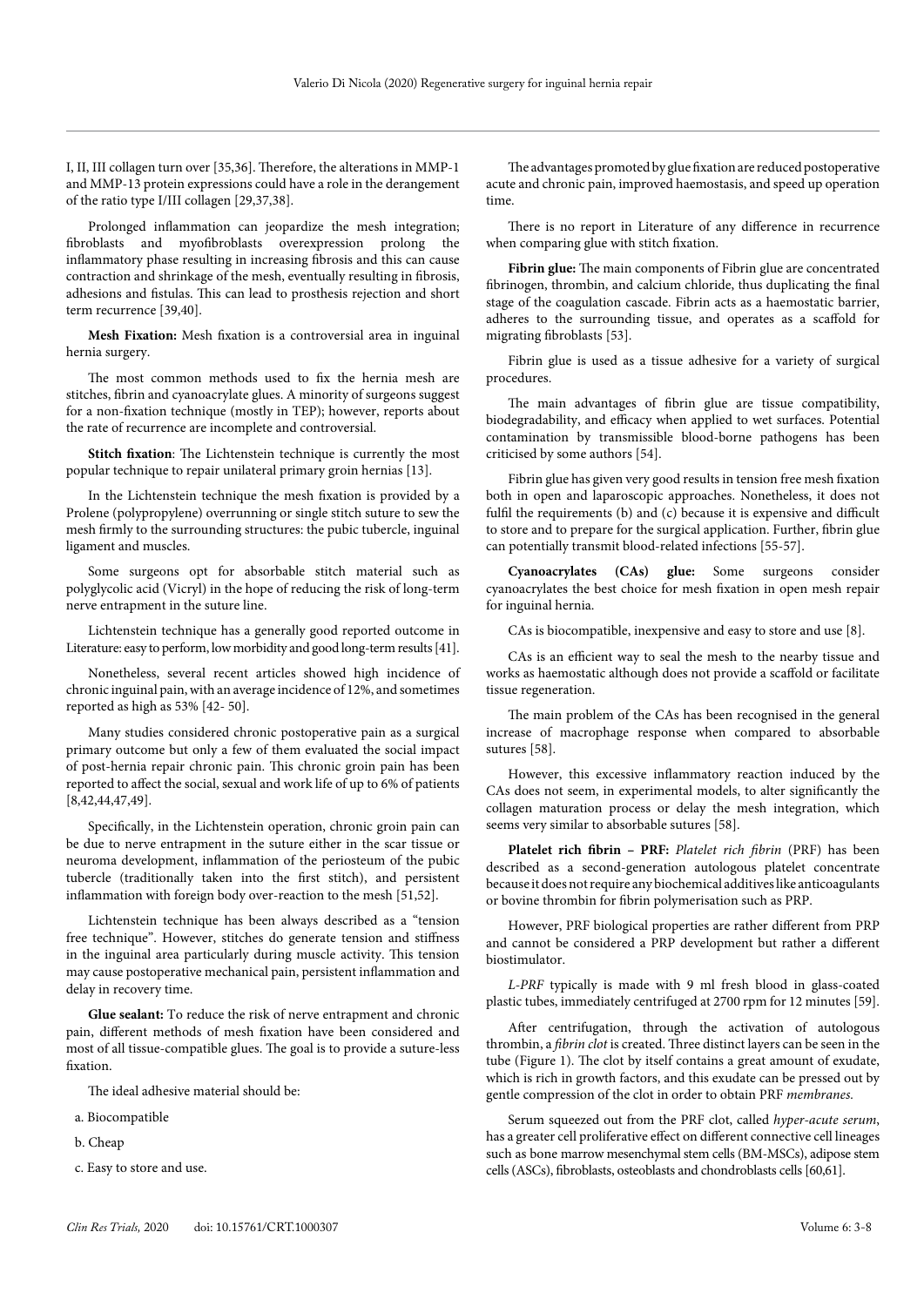I, II, III collagen turn over [35,36]. Therefore, the alterations in MMP-1 and MMP-13 protein expressions could have a role in the derangement of the ratio type I/III collagen [29,37,38].

Prolonged inflammation can jeopardize the mesh integration; fibroblasts and myofibroblasts overexpression prolong the inflammatory phase resulting in increasing fibrosis and this can cause contraction and shrinkage of the mesh, eventually resulting in fibrosis, adhesions and fistulas. This can lead to prosthesis rejection and short term recurrence [39,40].

**Mesh Fixation:** Mesh fixation is a controversial area in inguinal hernia surgery.

The most common methods used to fix the hernia mesh are stitches, fibrin and cyanoacrylate glues. A minority of surgeons suggest for a non-fixation technique (mostly in TEP); however, reports about the rate of recurrence are incomplete and controversial.

**Stitch fixation**: The Lichtenstein technique is currently the most popular technique to repair unilateral primary groin hernias [13].

In the Lichtenstein technique the mesh fixation is provided by a Prolene (polypropylene) overrunning or single stitch suture to sew the mesh firmly to the surrounding structures: the pubic tubercle, inguinal ligament and muscles.

Some surgeons opt for absorbable stitch material such as polyglycolic acid (Vicryl) in the hope of reducing the risk of long-term nerve entrapment in the suture line.

Lichtenstein technique has a generally good reported outcome in Literature: easy to perform, low morbidity and good long-term results [41].

Nonetheless, several recent articles showed high incidence of chronic inguinal pain, with an average incidence of 12%, and sometimes reported as high as 53% [42- 50].

Many studies considered chronic postoperative pain as a surgical primary outcome but only a few of them evaluated the social impact of post-hernia repair chronic pain. This chronic groin pain has been reported to affect the social, sexual and work life of up to 6% of patients [8,42,44,47,49].

Specifically, in the Lichtenstein operation, chronic groin pain can be due to nerve entrapment in the suture either in the scar tissue or neuroma development, inflammation of the periosteum of the pubic tubercle (traditionally taken into the first stitch), and persistent inflammation with foreign body over-reaction to the mesh [51,52].

Lichtenstein technique has been always described as a "tension free technique". However, stitches do generate tension and stiffness in the inguinal area particularly during muscle activity. This tension may cause postoperative mechanical pain, persistent inflammation and delay in recovery time.

**Glue sealant:** To reduce the risk of nerve entrapment and chronic pain, different methods of mesh fixation have been considered and most of all tissue-compatible glues. The goal is to provide a suture-less fixation.

The ideal adhesive material should be:

a. Biocompatible

b. Cheap

c. Easy to store and use.

The advantages promoted by glue fixation are reduced postoperative acute and chronic pain, improved haemostasis, and speed up operation time.

There is no report in Literature of any difference in recurrence when comparing glue with stitch fixation.

**Fibrin glue:** The main components of Fibrin glue are concentrated fibrinogen, thrombin, and calcium chloride, thus duplicating the final stage of the coagulation cascade. Fibrin acts as a haemostatic barrier, adheres to the surrounding tissue, and operates as a scaffold for migrating fibroblasts [53].

Fibrin glue is used as a tissue adhesive for a variety of surgical procedures.

The main advantages of fibrin glue are tissue compatibility, biodegradability, and efficacy when applied to wet surfaces. Potential contamination by transmissible blood-borne pathogens has been criticised by some authors [54].

Fibrin glue has given very good results in tension free mesh fixation both in open and laparoscopic approaches. Nonetheless, it does not fulfil the requirements (b) and (c) because it is expensive and difficult to store and to prepare for the surgical application. Further, fibrin glue can potentially transmit blood-related infections [55-57].

**Cyanoacrylates (CAs) glue:** Some surgeons consider cyanoacrylates the best choice for mesh fixation in open mesh repair for inguinal hernia.

CAs is biocompatible, inexpensive and easy to store and use [8].

CAs is an efficient way to seal the mesh to the nearby tissue and works as haemostatic although does not provide a scaffold or facilitate tissue regeneration.

The main problem of the CAs has been recognised in the general increase of macrophage response when compared to absorbable sutures [58].

However, this excessive inflammatory reaction induced by the CAs does not seem, in experimental models, to alter significantly the collagen maturation process or delay the mesh integration, which seems very similar to absorbable sutures [58].

**Platelet rich fibrin – PRF:** *Platelet rich fibrin* (PRF) has been described as a second-generation autologous platelet concentrate because it does not require any biochemical additives like anticoagulants or bovine thrombin for fibrin polymerisation such as PRP.

However, PRF biological properties are rather different from PRP and cannot be considered a PRP development but rather a different biostimulator.

*L-PRF* typically is made with 9 ml fresh blood in glass-coated plastic tubes, immediately centrifuged at 2700 rpm for 12 minutes [59].

After centrifugation, through the activation of autologous thrombin, a *fibrin clot* is created. Three distinct layers can be seen in the tube (Figure 1). The clot by itself contains a great amount of exudate, which is rich in growth factors, and this exudate can be pressed out by gentle compression of the clot in order to obtain PRF *membranes.*

Serum squeezed out from the PRF clot, called *hyper-acute serum*, has a greater cell proliferative effect on different connective cell lineages such as bone marrow mesenchymal stem cells (BM-MSCs), adipose stem cells (ASCs), fibroblasts, osteoblasts and chondroblasts cells [60,61].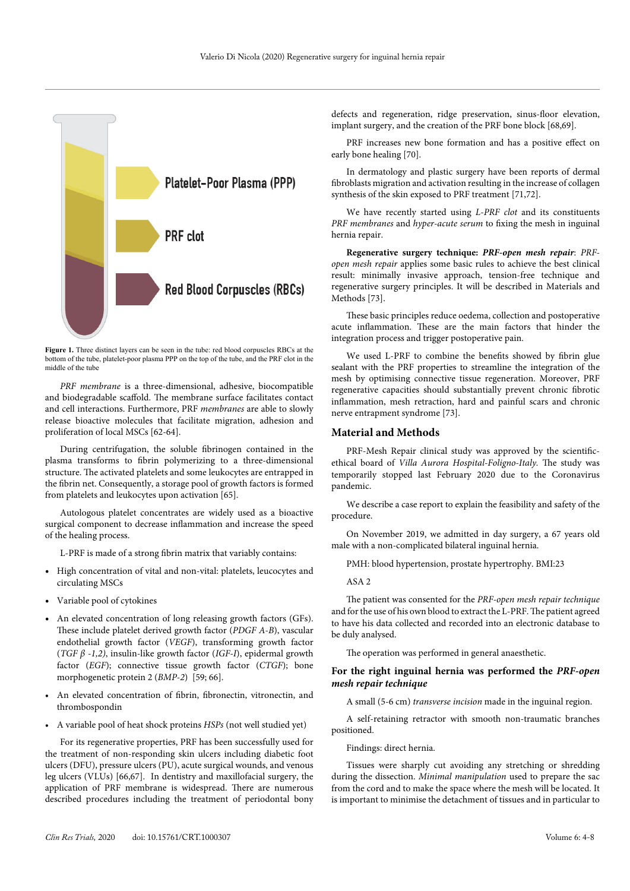Figure 1. Three distinct layers can be seen in the tube: red blood corpuscles RBCs at the bottom of the tube, platelet-poor plasma PPP on the top of the tube, and the PRF clot in the middle of the tube

*PRF membrane* is a three-dimensional, adhesive, biocompatible and biodegradable scaffold. The membrane surface facilitates contact and cell interactions. Furthermore, PRF *membranes* are able to slowly release bioactive molecules that facilitate migration, adhesion and proliferation of local MSCs [62-64].

During centrifugation, the soluble fibrinogen contained in the plasma transforms to fibrin polymerizing to a three-dimensional structure. The activated platelets and some leukocytes are entrapped in the fibrin net. Consequently, a storage pool of growth factors is formed from platelets and leukocytes upon activation [65].

Autologous platelet concentrates are widely used as a bioactive surgical component to decrease inflammation and increase the speed of the healing process.

L-PRF is made of a strong fibrin matrix that variably contains:

- High concentration of vital and non-vital: platelets, leucocytes and circulating MSCs
- Variable pool of cytokines
- An elevated concentration of long releasing growth factors (GFs). These include platelet derived growth factor (*PDGF A-B*), vascular endothelial growth factor (*VEGF*), transforming growth factor (*TGF β -1,2*), insulin-like growth factor (*IGF-I*), epidermal growth factor (*EGF*); connective tissue growth factor (*CTGF*); bone morphogenetic protein 2 (*BMP-2*) [59; 66].
- An elevated concentration of fibrin, fibronectin, vitronectin, and thrombospondin
- A variable pool of heat shock proteins *HSPs* (not well studied yet)

For its regenerative properties, PRF has been successfully used for the treatment of non-responding skin ulcers including diabetic foot ulcers (DFU), pressure ulcers (PU), acute surgical wounds, and venous leg ulcers (VLUs) [66,67]. In dentistry and maxillofacial surgery, the application of PRF membrane is widespread. There are numerous described procedures including the treatment of periodontal bony defects and regeneration, ridge preservation, sinus-floor elevation, implant surgery, and the creation of the PRF bone block [68,69].

PRF increases new bone formation and has a positive effect on early bone healing [70].

In dermatology and plastic surgery have been reports of dermal fibroblasts migration and activation resulting in the increase of collagen synthesis of the skin exposed to PRF treatment [71,72].

We have recently started using *L-PRF clot* and its constituents *PRF membranes* and *hyper-acute serum* to fixing the mesh in inguinal hernia repair.

**Regenerative surgery technique: *PRF-open mesh repair*:** *PRF-open mesh repair* applies some basic rules to achieve the best clinical result: minimally invasive approach, tension-free technique and regenerative surgery principles. It will be described in Materials and Methods [73].

These basic principles reduce oedema, collection and postoperative acute inflammation. These are the main factors that hinder the integration process and trigger postoperative pain.

We used L-PRF to combine the benefits showed by fibrin glue sealant with the PRF properties to streamline the integration of the mesh by optimising connective tissue regeneration. Moreover, PRF regenerative capacities should substantially prevent chronic fibrotic inflammation, mesh retraction, hard and painful scars and chronic nerve entrapment syndrome [73].

## Material and Methods

PRF-Mesh Repair clinical study was approved by the scientific-ethical board of *Villa Aurora Hospital-Foligno-Italy*. The study was temporarily stopped last February 2020 due to the Coronavirus pandemic.

We describe a case report to explain the feasibility and safety of the procedure.

On November 2019, we admitted in day surgery, a 67 years old male with a non-complicated bilateral inguinal hernia.

PMH: blood hypertension, prostate hypertrophy. BMI:23

ASA 2

The patient was consented for the *PRF-open mesh repair technique* and for the use of his own blood to extract the L-PRF. The patient agreed to have his data collected and recorded into an electronic database to be duly analysed.

The operation was performed in general anaesthetic.

### For the right inguinal hernia was performed the *PRF-open mesh repair technique*

A small (5-6 cm) *transverse incision* made in the inguinal region.

A self-retaining retractor with smooth non-traumatic branches positioned.

Findings: direct hernia.

Tissues were sharply cut avoiding any stretching or shredding during the dissection. *Minimal manipulation* used to prepare the sac from the cord and to make the space where the mesh will be located. It is important to minimise the detachment of tissues and in particular to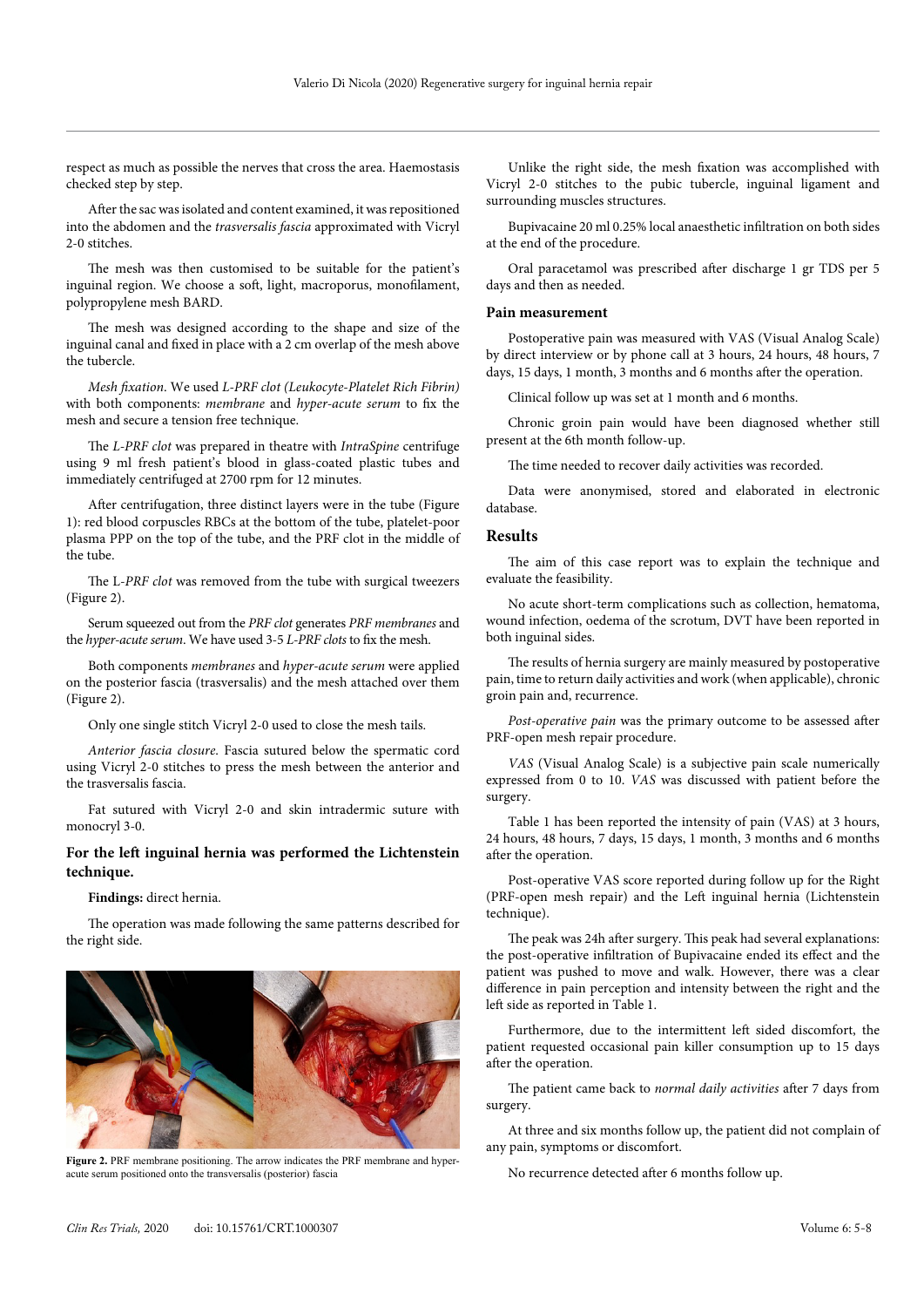respect as much as possible the nerves that cross the area. Haemostasis checked step by step.

After the sac was isolated and content examined, it was repositioned into the abdomen and the *trasversalis fascia* approximated with Vicryl 2-0 stitches.

The mesh was then customised to be suitable for the patient's inguinal region. We choose a soft, light, macroporus, monofilament, polypropylene mesh BARD.

The mesh was designed according to the shape and size of the inguinal canal and fixed in place with a 2 cm overlap of the mesh above the tubercle.

*Mesh fixation*. We used *L-PRF clot (Leukocyte-Platelet Rich Fibrin)* with both components: *membrane* and *hyper-acute serum* to fix the mesh and secure a tension free technique.

The *L-PRF clot* was prepared in theatre with *IntraSpine* centrifuge using 9 ml fresh patient's blood in glass-coated plastic tubes and immediately centrifuged at 2700 rpm for 12 minutes.

After centrifugation, three distinct layers were in the tube (Figure 1): red blood corpuscles RBCs at the bottom of the tube, platelet-poor plasma PPP on the top of the tube, and the PRF clot in the middle of the tube.

The L-*PRF clot* was removed from the tube with surgical tweezers (Figure 2).

Serum squeezed out from the *PRF clot* generates *PRF membranes* and the *hyper-acute serum*. We have used 3-5 *L-PRF clots* to fix the mesh.

Both components *membranes* and *hyper-acute serum* were applied on the posterior fascia (trasversalis) and the mesh attached over them (Figure 2).

Only one single stitch Vicryl 2-0 used to close the mesh tails.

*Anterior fascia closure*. Fascia sutured below the spermatic cord using Vicryl 2-0 stitches to press the mesh between the anterior and the trasversalis fascia.

Fat sutured with Vicryl 2-0 and skin intradermic suture with monocryl 3-0.

### For the left inguinal hernia was performed the Lichtenstein technique.

**Findings:** direct hernia.

The operation was made following the same patterns described for the right side.

**Figure 2.** PRF membrane positioning. The arrow indicates the PRF membrane and hyper-acute serum positioned onto the transversalis (posterior) fascia

Unlike the right side, the mesh fixation was accomplished with Vicryl 2-0 stitches to the pubic tubercle, inguinal ligament and surrounding muscles structures.

Bupivacaine 20 ml 0.25% local anaesthetic infiltration on both sides at the end of the procedure.

Oral paracetamol was prescribed after discharge 1 gr TDS per 5 days and then as needed.

### Pain measurement

Postoperative pain was measured with VAS (Visual Analog Scale) by direct interview or by phone call at 3 hours, 24 hours, 48 hours, 7 days, 15 days, 1 month, 3 months and 6 months after the operation.

Clinical follow up was set at 1 month and 6 months.

Chronic groin pain would have been diagnosed whether still present at the 6th month follow-up.

The time needed to recover daily activities was recorded.

Data were anonymised, stored and elaborated in electronic database.

## Results

The aim of this case report was to explain the technique and evaluate the feasibility.

No acute short-term complications such as collection, hematoma, wound infection, oedema of the scrotum, DVT have been reported in both inguinal sides.

The results of hernia surgery are mainly measured by postoperative pain, time to return daily activities and work (when applicable), chronic groin pain and, recurrence.

*Post-operative pain* was the primary outcome to be assessed after PRF-open mesh repair procedure.

*VAS* (Visual Analog Scale) is a subjective pain scale numerically expressed from 0 to 10. *VAS* was discussed with patient before the surgery.

Table 1 has been reported the intensity of pain (VAS) at 3 hours, 24 hours, 48 hours, 7 days, 15 days, 1 month, 3 months and 6 months after the operation.

Post-operative VAS score reported during follow up for the Right (PRF-open mesh repair) and the Left inguinal hernia (Lichtenstein technique).

The peak was 24h after surgery. This peak had several explanations: the post-operative infiltration of Bupivacaine ended its effect and the patient was pushed to move and walk. However, there was a clear difference in pain perception and intensity between the right and the left side as reported in Table 1.

Furthermore, due to the intermittent left sided discomfort, the patient requested occasional pain killer consumption up to 15 days after the operation.

The patient came back to *normal daily activities* after 7 days from surgery.

At three and six months follow up, the patient did not complain of any pain, symptoms or discomfort.

No recurrence detected after 6 months follow up.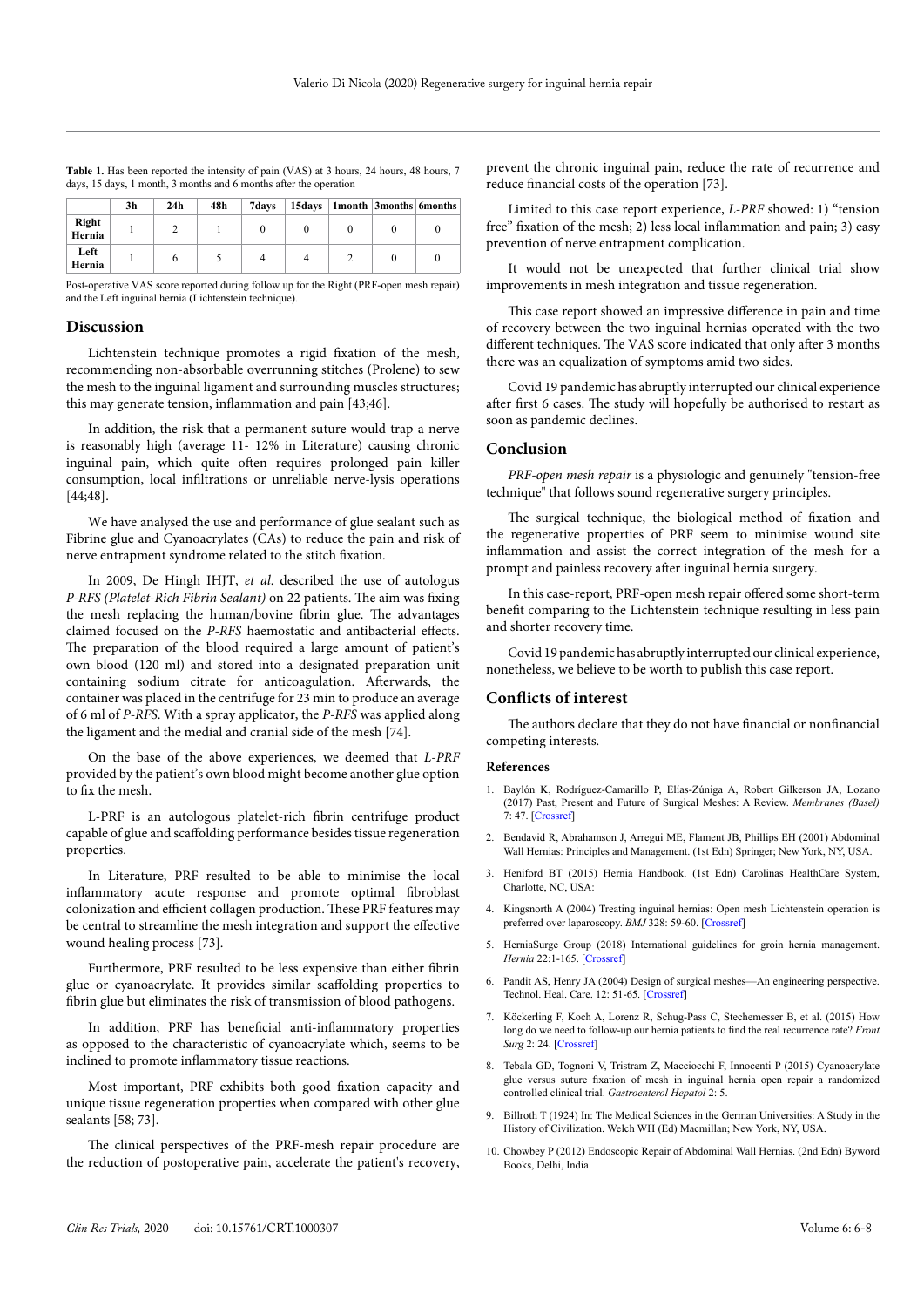**Table 1.** Has been reported the intensity of pain (VAS) at 3 hours, 24 hours, 48 hours, 7 days, 15 days, 1 month, 3 months and 6 months after the operation

| | 3h | 24h | 48h | 7days | 15days | 1month | 3months | 6months |
|---|---|---|---|---|---|---|---|---|
| **Right Hernia** | 1 | 2 | 1 | 0 | 0 | 0 | 0 | 0 |
| **Left Hernia** | 1 | 6 | 5 | 4 | 4 | 2 | 0 | 0 |

Post-operative VAS score reported during follow up for the Right (PRF-open mesh repair) and the Left inguinal hernia (Lichtenstein technique).

## Discussion

Lichtenstein technique promotes a rigid fixation of the mesh, recommending non-absorbable overrunning stitches (Prolene) to sew the mesh to the inguinal ligament and surrounding muscles structures; this may generate tension, inflammation and pain [43;46].

In addition, the risk that a permanent suture would trap a nerve is reasonably high (average 11- 12% in Literature) causing chronic inguinal pain, which quite often requires prolonged pain killer consumption, local infiltrations or unreliable nerve-lysis operations [44;48].

We have analysed the use and performance of glue sealant such as Fibrine glue and Cyanoacrylates (CAs) to reduce the pain and risk of nerve entrapment syndrome related to the stitch fixation.

In 2009, De Hingh IHJT, *et al.* described the use of autologus *P-RFS (Platelet-Rich Fibrin Sealant)* on 22 patients. The aim was fixing the mesh replacing the human/bovine fibrin glue. The advantages claimed focused on the *P-RFS* haemostatic and antibacterial effects. The preparation of the blood required a large amount of patient's own blood (120 ml) and stored into a designated preparation unit containing sodium citrate for anticoagulation. Afterwards, the container was placed in the centrifuge for 23 min to produce an average of 6 ml of *P-RFS*. With a spray applicator, the *P-RFS* was applied along the ligament and the medial and cranial side of the mesh [74].

On the base of the above experiences, we deemed that *L-PRF* provided by the patient's own blood might become another glue option to fix the mesh.

L-PRF is an autologous platelet-rich fibrin centrifuge product capable of glue and scaffolding performance besides tissue regeneration properties.

In Literature, PRF resulted to be able to minimise the local inflammatory acute response and promote optimal fibroblast colonization and efficient collagen production. These PRF features may be central to streamline the mesh integration and support the effective wound healing process [73].

Furthermore, PRF resulted to be less expensive than either fibrin glue or cyanoacrylate. It provides similar scaffolding properties to fibrin glue but eliminates the risk of transmission of blood pathogens.

In addition, PRF has beneficial anti-inflammatory properties as opposed to the characteristic of cyanoacrylate which, seems to be inclined to promote inflammatory tissue reactions.

Most important, PRF exhibits both good fixation capacity and unique tissue regeneration properties when compared with other glue sealants [58; 73].

The clinical perspectives of the PRF-mesh repair procedure are the reduction of postoperative pain, accelerate the patient's recovery, prevent the chronic inguinal pain, reduce the rate of recurrence and reduce financial costs of the operation [73].

Limited to this case report experience, *L-PRF* showed: 1) "tension free" fixation of the mesh; 2) less local inflammation and pain; 3) easy prevention of nerve entrapment complication.

It would not be unexpected that further clinical trial show improvements in mesh integration and tissue regeneration.

This case report showed an impressive difference in pain and time of recovery between the two inguinal hernias operated with the two different techniques. The VAS score indicated that only after 3 months there was an equalization of symptoms amid two sides.

Covid 19 pandemic has abruptly interrupted our clinical experience after first 6 cases. The study will hopefully be authorised to restart as soon as pandemic declines.

## Conclusion

*PRF-open mesh repair* is a physiologic and genuinely "tension-free technique" that follows sound regenerative surgery principles.

The surgical technique, the biological method of fixation and the regenerative properties of PRF seem to minimise wound site inflammation and assist the correct integration of the mesh for a prompt and painless recovery after inguinal hernia surgery.

In this case-report, PRF-open mesh repair offered some short-term benefit comparing to the Lichtenstein technique resulting in less pain and shorter recovery time.

Covid 19 pandemic has abruptly interrupted our clinical experience, nonetheless, we believe to be worth to publish this case report.

## Conflicts of interest

The authors declare that they do not have financial or nonfinancial competing interests.

### References

1. Baylón K, Rodríguez-Camarillo P, Elías-Zúniga A, Robert Gilkerson JA, Lozano (2017) Past, Present and Future of Surgical Meshes: A Review. *Membranes (Basel)* 7: 47. [Crossref]
2. Bendavid R, Abrahamson J, Arregui ME, Flament JB, Phillips EH (2001) Abdominal Wall Hernias: Principles and Management. (1st Edn) Springer; New York, NY, USA.
3. Heniford BT (2015) Hernia Handbook. (1st Edn) Carolinas HealthCare System, Charlotte, NC, USA:
4. Kingsnorth A (2004) Treating inguinal hernias: Open mesh Lichtenstein operation is preferred over laparoscopy. *BMJ* 328: 59-60. [Crossref]
5. HerniaSurge Group (2018) International guidelines for groin hernia management. *Hernia* 22:1-165. [Crossref]
6. Pandit AS, Henry JA (2004) Design of surgical meshes—An engineering perspective. Technol. Heal. Care. 12: 51-65. [Crossref]
7. Köckerling F, Koch A, Lorenz R, Schug-Pass C, Stechemesser B, et al. (2015) How long do we need to follow-up our hernia patients to find the real recurrence rate? *Front Surg* 2: 24. [Crossref]
8. Tebala GD, Tognoni V, Tristram Z, Macciocchi F, Innocenti P (2015) Cyanoacrylate glue versus suture fixation of mesh in inguinal hernia open repair a randomized controlled clinical trial. *Gastroenterol Hepatol* 2: 5.
9. Billroth T (1924) In: The Medical Sciences in the German Universities: A Study in the History of Civilization. Welch WH (Ed) Macmillan; New York, NY, USA.
10. Chowbey P (2012) Endoscopic Repair of Abdominal Wall Hernias. (2nd Edn) Byword Books, Delhi, India.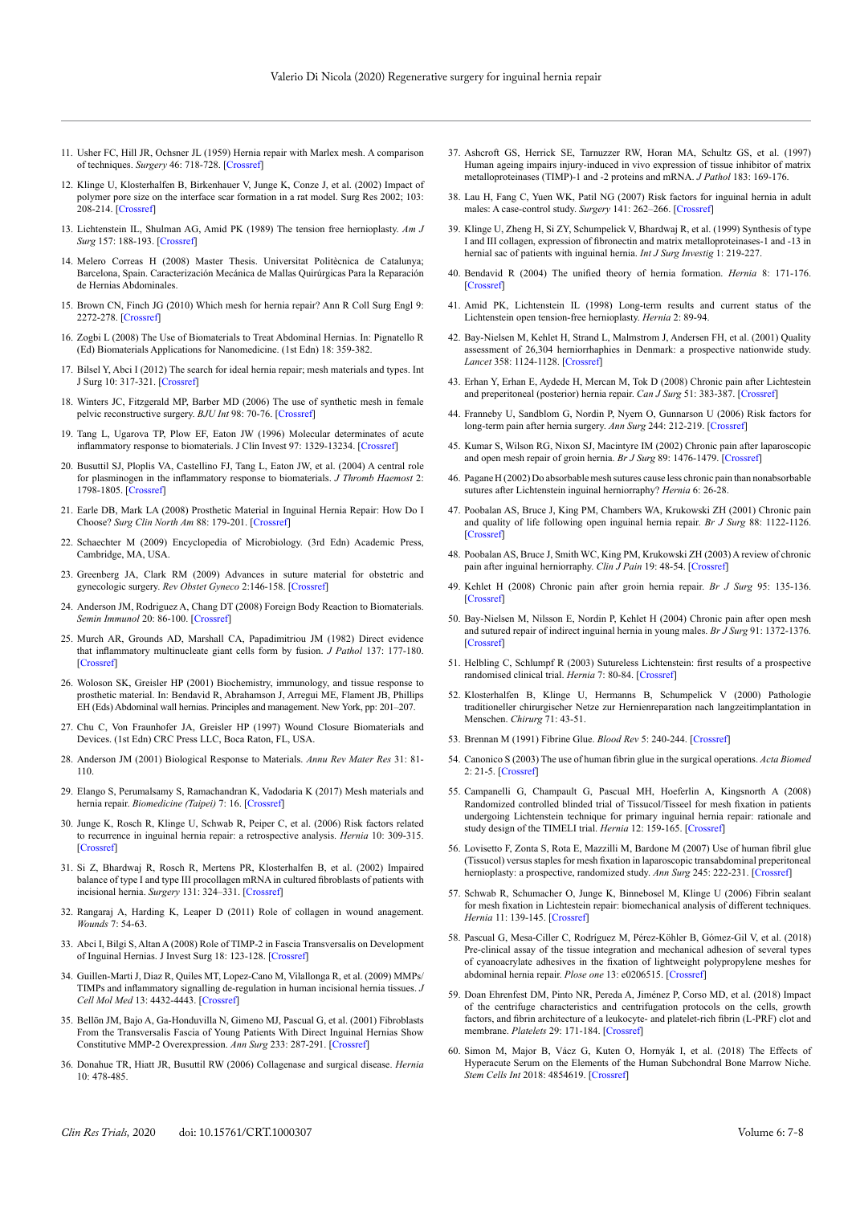11. Usher FC, Hill JR, Ochsner JL (1959) Hernia repair with Marlex mesh. A comparison of techniques. *Surgery* 46: 718-728. [Crossref]

12. Klinge U, Klosterhalfen B, Birkenhauer V, Junge K, Conze J, et al. (2002) Impact of polymer pore size on the interface scar formation in a rat model. Surg Res 2002; 103: 208-214. [Crossref]

13. Lichtenstein IL, Shulman AG, Amid PK (1989) The tension free hernioplasty. *Am J Surg* 157: 188-193. [Crossref]

14. Melero Correas H (2008) Master Thesis. Universitat Politècnica de Catalunya; Barcelona, Spain. Caracterización Mecánica de Mallas Quirúrgicas Para la Reparación de Hernias Abdominales.

15. Brown CN, Finch JG (2010) Which mesh for hernia repair? Ann R Coll Surg Engl 9: 2272-278. [Crossref]

16. Zogbi L (2008) The Use of Biomaterials to Treat Abdominal Hernias. In: Pignatello R (Ed) Biomaterials Applications for Nanomedicine. (1st Edn) 18: 359-382.

17. Bilsel Y, Abci I (2012) The search for ideal hernia repair; mesh materials and types. Int J Surg 10: 317-321. [Crossref]

18. Winters JC, Fitzgerald MP, Barber MD (2006) The use of synthetic mesh in female pelvic reconstructive surgery. *BJU Int* 98: 70-76. [Crossref]

19. Tang L, Ugarova TP, Plow EF, Eaton JW (1996) Molecular determinates of acute inflammatory response to biomaterials. J Clin Invest 97: 1329-13234. [Crossref]

20. Busuttil SJ, Ploplis VA, Castellino FJ, Tang L, Eaton JW, et al. (2004) A central role for plasminogen in the inflammatory response to biomaterials. *J Thromb Haemost* 2: 1798-1805. [Crossref]

21. Earle DB, Mark LA (2008) Prosthetic Material in Inguinal Hernia Repair: How Do I Choose? *Surg Clin North Am* 88: 179-201. [Crossref]

22. Schaechter M (2009) Encyclopedia of Microbiology. (3rd Edn) Academic Press, Cambridge, MA, USA.

23. Greenberg JA, Clark RM (2009) Advances in suture material for obstetric and gynecologic surgery. *Rev Obstet Gyneco* 2:146-158. [Crossref]

24. Anderson JM, Rodriguez A, Chang DT (2008) Foreign Body Reaction to Biomaterials. *Semin Immunol* 20: 86-100. [Crossref]

25. Murch AR, Grounds AD, Marshall CA, Papadimitriou JM (1982) Direct evidence that inflammatory multinucleate giant cells form by fusion. *J Pathol* 137: 177-180. [Crossref]

26. Woloson SK, Greisler HP (2001) Biochemistry, immunology, and tissue response to prosthetic material. In: Bendavid R, Abrahamson J, Arregui ME, Flament JB, Phillips EH (Eds) Abdominal wall hernias. Principles and management. New York, pp: 201–207.

27. Chu C, Von Fraunhofer JA, Greisler HP (1997) Wound Closure Biomaterials and Devices. (1st Edn) CRC Press LLC, Boca Raton, FL, USA.

28. Anderson JM (2001) Biological Response to Materials. *Annu Rev Mater Res* 31: 81-110.

29. Elango S, Perumalsamy S, Ramachandran K, Vadodaria K (2017) Mesh materials and hernia repair. *Biomedicine (Taipei)* 7: 16. [Crossref]

30. Junge K, Rosch R, Klinge U, Schwab R, Peiper C, et al. (2006) Risk factors related to recurrence in inguinal hernia repair: a retrospective analysis. *Hernia* 10: 309-315. [Crossref]

31. Si Z, Bhardwaj R, Rosch R, Mertens PR, Klosterhalfen B, et al. (2002) Impaired balance of type I and type III procollagen mRNA in cultured fibroblasts of patients with incisional hernia. *Surgery* 131: 324–331. [Crossref]

32. Rangaraj A, Harding K, Leaper D (2011) Role of collagen in wound anagement. *Wounds* 7: 54-63.

33. Abci I, Bilgi S, Altan A (2008) Role of TIMP-2 in Fascia Transversalis on Development of Inguinal Hernias. J Invest Surg 18: 123-128. [Crossref]

34. Guillen-Marti J, Diaz R, Quiles MT, Lopez-Cano M, Vilallonga R, et al. (2009) MMPs/TIMPs and inflammatory signalling de-regulation in human incisional hernia tissues. *J Cell Mol Med* 13: 4432-4443. [Crossref]

35. Bellön JM, Bajo A, Ga-Honduvilla N, Gimeno MJ, Pascual G, et al. (2001) Fibroblasts From the Transversalis Fascia of Young Patients With Direct Inguinal Hernias Show Constitutive MMP-2 Overexpression. *Ann Surg* 233: 287-291. [Crossref]

36. Donahue TR, Hiatt JR, Busuttil RW (2006) Collagenase and surgical disease. *Hernia* 10: 478-485.

37. Ashcroft GS, Herrick SE, Tarnuzzer RW, Horan MA, Schultz GS, et al. (1997) Human ageing impairs injury-induced in vivo expression of tissue inhibitor of matrix metalloproteinases (TIMP)-1 and -2 proteins and mRNA. *J Pathol* 183: 169-176.

38. Lau H, Fang C, Yuen WK, Patil NG (2007) Risk factors for inguinal hernia in adult males: A case-control study. *Surgery* 141: 262–266. [Crossref]

39. Klinge U, Zheng H, Si ZY, Schumpelick V, Bhardwaj R, et al. (1999) Synthesis of type I and III collagen, expression of fibronectin and matrix metalloproteinases-1 and -13 in hernial sac of patients with inguinal hernia. *Int J Surg Investig* 1: 219-227.

40. Bendavid R (2004) The unified theory of hernia formation. *Hernia* 8: 171-176. [Crossref]

41. Amid PK, Lichtenstein IL (1998) Long-term results and current status of the Lichtenstein open tension-free hernioplasty. *Hernia* 2: 89-94.

42. Bay-Nielsen M, Kehlet H, Strand L, Malmstrom J, Andersen FH, et al. (2001) Quality assessment of 26,304 herniorrhaphies in Denmark: a prospective nationwide study. *Lancet* 358: 1124-1128. [Crossref]

43. Erhan Y, Erhan E, Aydede H, Mercan M, Tok D (2008) Chronic pain after Lichtestein and preperitoneal (posterior) hernia repair. *Can J Surg* 51: 383-387. [Crossref]

44. Franneby U, Sandblom G, Nordin P, Nyern O, Gunnarson U (2006) Risk factors for long-term pain after hernia surgery. *Ann Surg* 244: 212-219. [Crossref]

45. Kumar S, Wilson RG, Nixon SJ, Macintyre IM (2002) Chronic pain after laparoscopic and open mesh repair of groin hernia. *Br J Surg* 89: 1476-1479. [Crossref]

46. Pagane H (2002) Do absorbable mesh sutures cause less chronic pain than nonabsorbable sutures after Lichtenstein inguinal herniorraphy? *Hernia* 6: 26-28.

47. Poobalan AS, Bruce J, King PM, Chambers WA, Krukowski ZH (2001) Chronic pain and quality of life following open inguinal hernia repair. *Br J Surg* 88: 1122-1126. [Crossref]

48. Poobalan AS, Bruce J, Smith WC, King PM, Krukowski ZH (2003) A review of chronic pain after inguinal herniorraphy. *Clin J Pain* 19: 48-54. [Crossref]

49. Kehlet H (2008) Chronic pain after groin hernia repair. *Br J Surg* 95: 135-136. [Crossref]

50. Bay-Nielsen M, Nilsson E, Nordin P, Kehlet H (2004) Chronic pain after open mesh and sutured repair of indirect inguinal hernia in young males. *Br J Surg* 91: 1372-1376. [Crossref]

51. Helbling C, Schlumpf R (2003) Sutureless Lichtenstein: first results of a prospective randomised clinical trial. *Hernia* 7: 80-84. [Crossref]

52. Klosterhalfen B, Klinge U, Hermanns B, Schumpelick V (2000) Pathologie traditioneller chirurgischer Netze zur Hernienreparation nach langzeitimplantation in Menschen. *Chirurg* 71: 43-51.

53. Brennan M (1991) Fibrine Glue. *Blood Rev* 5: 240-244. [Crossref]

54. Canonico S (2003) The use of human fibrin glue in the surgical operations. *Acta Biomed* 2: 21-5. [Crossref]

55. Campanelli G, Champault G, Pascual MH, Hoeferlin A, Kingsnorth A (2008) Randomized controlled blinded trial of Tissucol/Tisseel for mesh fixation in patients undergoing Lichtenstein technique for primary inguinal hernia repair: rationale and study design of the TIMELI trial. *Hernia* 12: 159-165. [Crossref]

56. Lovisetto F, Zonta S, Rota E, Mazzilli M, Bardone M (2007) Use of human fibril glue (Tissucol) versus staples for mesh fixation in laparoscopic transabdominal preperitoneal hernioplasty: a prospective, randomized study. *Ann Surg* 245: 222-231. [Crossref]

57. Schwab R, Schumacher O, Junge K, Binnebosel M, Klinge U (2006) Fibrin sealant for mesh fixation in Lichtenstein repair: biomechanical analysis of different techniques. *Hernia* 11: 139-145. [Crossref]

58. Pascual G, Mesa-Ciller C, Rodríguez M, Pérez-Köhler B, Gómez-Gil V, et al. (2018) Pre-clinical assay of the tissue integration and mechanical adhesion of several types of cyanoacrylate adhesives in the fixation of lightweight polypropylene meshes for abdominal hernia repair. *Plose one* 13: e0206515. [Crossref]

59. Doan Ehrenfest DM, Pinto NR, Pereda A, Jiménez P, Corso MD, et al. (2018) Impact of the centrifuge characteristics and centrifugation protocols on the cells, growth factors, and fibrin architecture of a leukocyte- and platelet-rich fibrin (L-PRF) clot and membrane. *Platelets* 29: 171-184. [Crossref]

60. Simon M, Major B, Vácz G, Kuten O, Hornyák I, et al. (2018) The Effects of Hyperacute Serum on the Elements of the Human Subchondral Bone Marrow Niche. *Stem Cells Int* 2018: 4854619. [Crossref]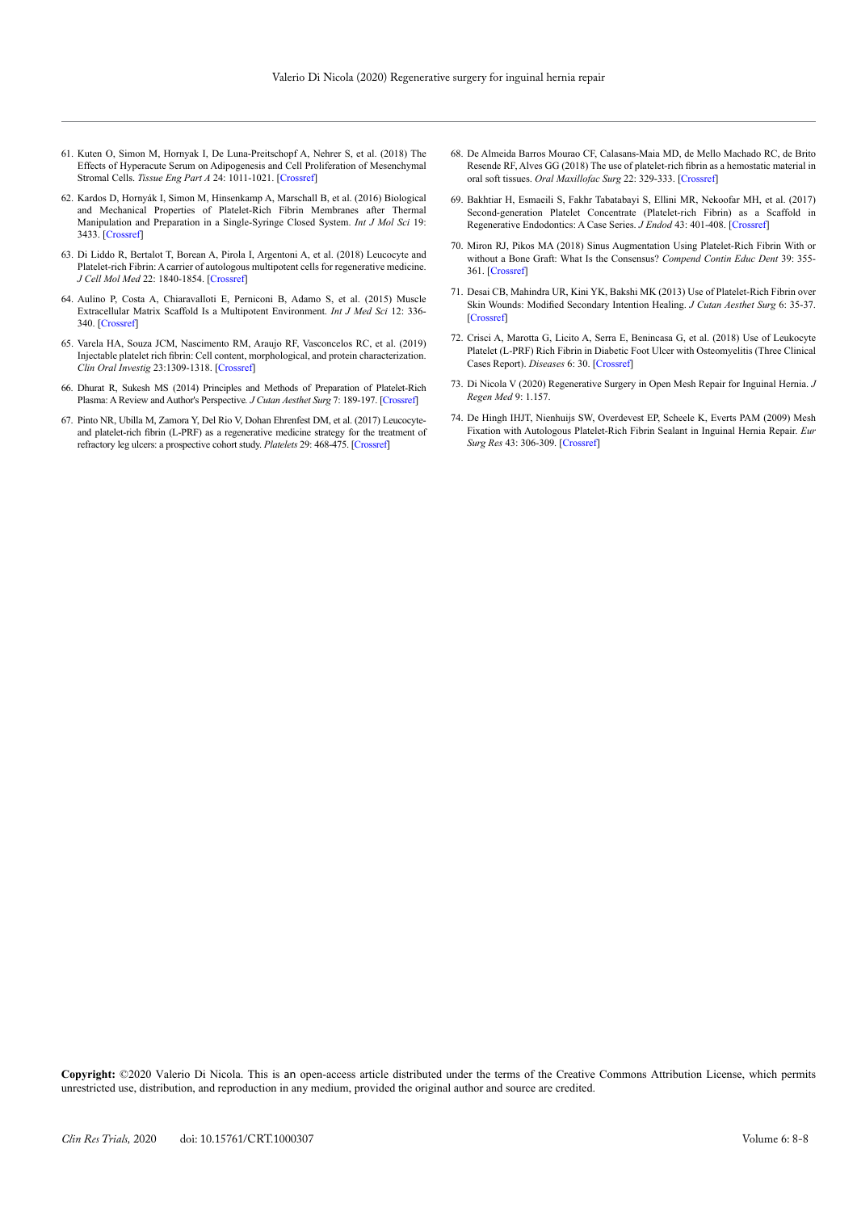61. Kuten O, Simon M, Hornyak I, De Luna-Preitschopf A, Nehrer S, et al. (2018) The Effects of Hyperacute Serum on Adipogenesis and Cell Proliferation of Mesenchymal Stromal Cells. *Tissue Eng Part A* 24: 1011-1021. [Crossref]

62. Kardos D, Hornyák I, Simon M, Hinsenkamp A, Marschall B, et al. (2016) Biological and Mechanical Properties of Platelet-Rich Fibrin Membranes after Thermal Manipulation and Preparation in a Single-Syringe Closed System. *Int J Mol Sci* 19: 3433. [Crossref]

63. Di Liddo R, Bertalot T, Borean A, Pirola I, Argentoni A, et al. (2018) Leucocyte and Platelet-rich Fibrin: A carrier of autologous multipotent cells for regenerative medicine. *J Cell Mol Med* 22: 1840-1854. [Crossref]

64. Aulino P, Costa A, Chiaravalloti E, Perniconi B, Adamo S, et al. (2015) Muscle Extracellular Matrix Scaffold Is a Multipotent Environment. *Int J Med Sci* 12: 336-340. [Crossref]

65. Varela HA, Souza JCM, Nascimento RM, Araujo RF, Vasconcelos RC, et al. (2019) Injectable platelet rich fibrin: Cell content, morphological, and protein characterization. *Clin Oral Investig* 23:1309-1318. [Crossref]

66. Dhurat R, Sukesh MS (2014) Principles and Methods of Preparation of Platelet-Rich Plasma: A Review and Author's Perspective. *J Cutan Aesthet Surg* 7: 189-197. [Crossref]

67. Pinto NR, Ubilla M, Zamora Y, Del Rio V, Dohan Ehrenfest DM, et al. (2017) Leucocyte- and platelet-rich fibrin (L-PRF) as a regenerative medicine strategy for the treatment of refractory leg ulcers: a prospective cohort study. *Platelets* 29: 468-475. [Crossref]

68. De Almeida Barros Mourao CF, Calasans-Maia MD, de Mello Machado RC, de Brito Resende RF, Alves GG (2018) The use of platelet-rich fibrin as a hemostatic material in oral soft tissues. *Oral Maxillofac Surg* 22: 329-333. [Crossref]

69. Bakhtiar H, Esmaeili S, Fakhr Tabatabayi S, Ellini MR, Nekoofar MH, et al. (2017) Second-generation Platelet Concentrate (Platelet-rich Fibrin) as a Scaffold in Regenerative Endodontics: A Case Series. *J Endod* 43: 401-408. [Crossref]

70. Miron RJ, Pikos MA (2018) Sinus Augmentation Using Platelet-Rich Fibrin With or without a Bone Graft: What Is the Consensus? *Compend Contin Educ Dent* 39: 355-361. [Crossref]

71. Desai CB, Mahindra UR, Kini YK, Bakshi MK (2013) Use of Platelet-Rich Fibrin over Skin Wounds: Modified Secondary Intention Healing. *J Cutan Aesthet Surg* 6: 35-37. [Crossref]

72. Crisci A, Marotta G, Licito A, Serra E, Benincasa G, et al. (2018) Use of Leukocyte Platelet (L-PRF) Rich Fibrin in Diabetic Foot Ulcer with Osteomyelitis (Three Clinical Cases Report). *Diseases* 6: 30. [Crossref]

73. Di Nicola V (2020) Regenerative Surgery in Open Mesh Repair for Inguinal Hernia. *J Regen Med* 9: 1.157.

74. De Hingh IHJT, Nienhuijs SW, Overdevest EP, Scheele K, Everts PAM (2009) Mesh Fixation with Autologous Platelet-Rich Fibrin Sealant in Inguinal Hernia Repair. *Eur Surg Res* 43: 306-309. [Crossref]

**Copyright:** ©2020 Valerio Di Nicola. This is an open-access article distributed under the terms of the Creative Commons Attribution License, which permits unrestricted use, distribution, and reproduction in any medium, provided the original author and source are credited.